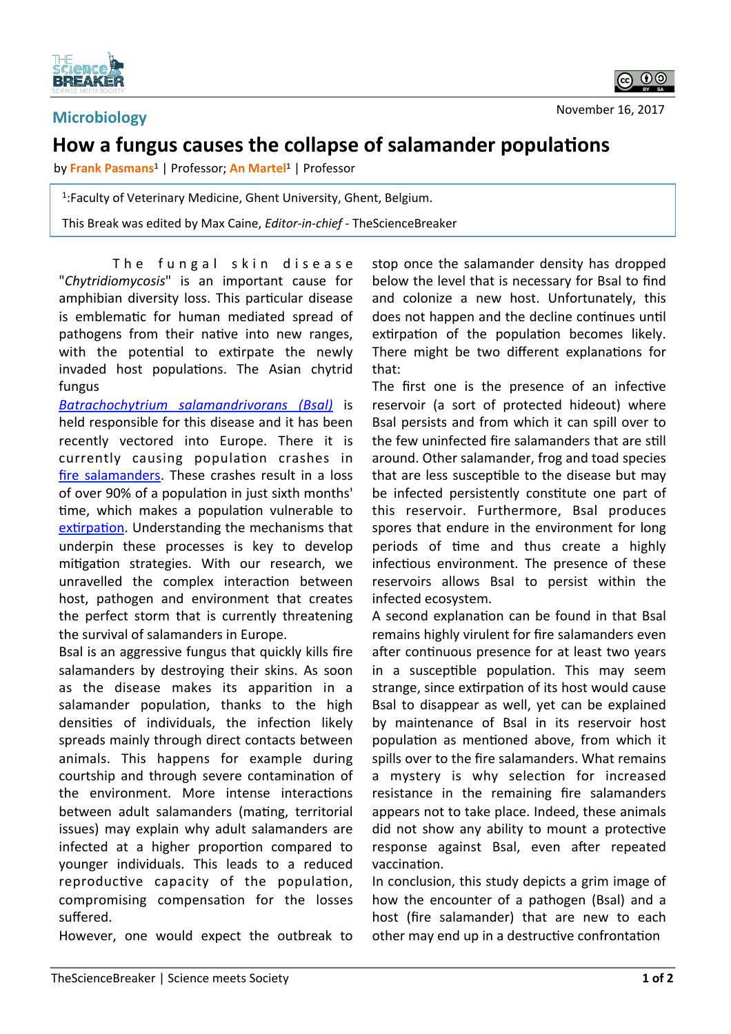Microbiology

November 16, 2017

# How a fungus causes the collapse of salamander populations

by **Frank Pasmans**[1] | Professor; **An Martel**[1] | Professor

[1]:Faculty of Veterinary Medicine, Ghent University, Ghent, Belgium.

This Break was edited by Max Caine, *Editor-in-chief* - TheScienceBreaker

The fungal skin disease "*Chytridiomycosis*" is an important cause for amphibian diversity loss. This particular disease is emblematic for human mediated spread of pathogens from their native into new ranges, with the potential to extirpate the newly invaded host populations. The Asian chytrid fungus *Batrachochytrium salamandrivorans (Bsal)* is held responsible for this disease and it has been recently vectored into Europe. There it is currently causing population crashes in fire salamanders. These crashes result in a loss of over 90% of a population in just sixth months' time, which makes a population vulnerable to extirpation. Understanding the mechanisms that underpin these processes is key to develop mitigation strategies. With our research, we unravelled the complex interaction between host, pathogen and environment that creates the perfect storm that is currently threatening the survival of salamanders in Europe.

Bsal is an aggressive fungus that quickly kills fire salamanders by destroying their skins. As soon as the disease makes its apparition in a salamander population, thanks to the high densities of individuals, the infection likely spreads mainly through direct contacts between animals. This happens for example during courtship and through severe contamination of the environment. More intense interactions between adult salamanders (mating, territorial issues) may explain why adult salamanders are infected at a higher proportion compared to younger individuals. This leads to a reduced reproductive capacity of the population, compromising compensation for the losses suffered.

However, one would expect the outbreak to stop once the salamander density has dropped below the level that is necessary for Bsal to find and colonize a new host. Unfortunately, this does not happen and the decline continues until extirpation of the population becomes likely. There might be two different explanations for that:

The first one is the presence of an infective reservoir (a sort of protected hideout) where Bsal persists and from which it can spill over to the few uninfected fire salamanders that are still around. Other salamander, frog and toad species that are less susceptible to the disease but may be infected persistently constitute one part of this reservoir. Furthermore, Bsal produces spores that endure in the environment for long periods of time and thus create a highly infectious environment. The presence of these reservoirs allows Bsal to persist within the infected ecosystem.

A second explanation can be found in that Bsal remains highly virulent for fire salamanders even after continuous presence for at least two years in a susceptible population. This may seem strange, since extirpation of its host would cause Bsal to disappear as well, yet can be explained by maintenance of Bsal in its reservoir host population as mentioned above, from which it spills over to the fire salamanders. What remains a mystery is why selection for increased resistance in the remaining fire salamanders appears not to take place. Indeed, these animals did not show any ability to mount a protective response against Bsal, even after repeated vaccination.

In conclusion, this study depicts a grim image of how the encounter of a pathogen (Bsal) and a host (fire salamander) that are new to each other may end up in a destructive confrontation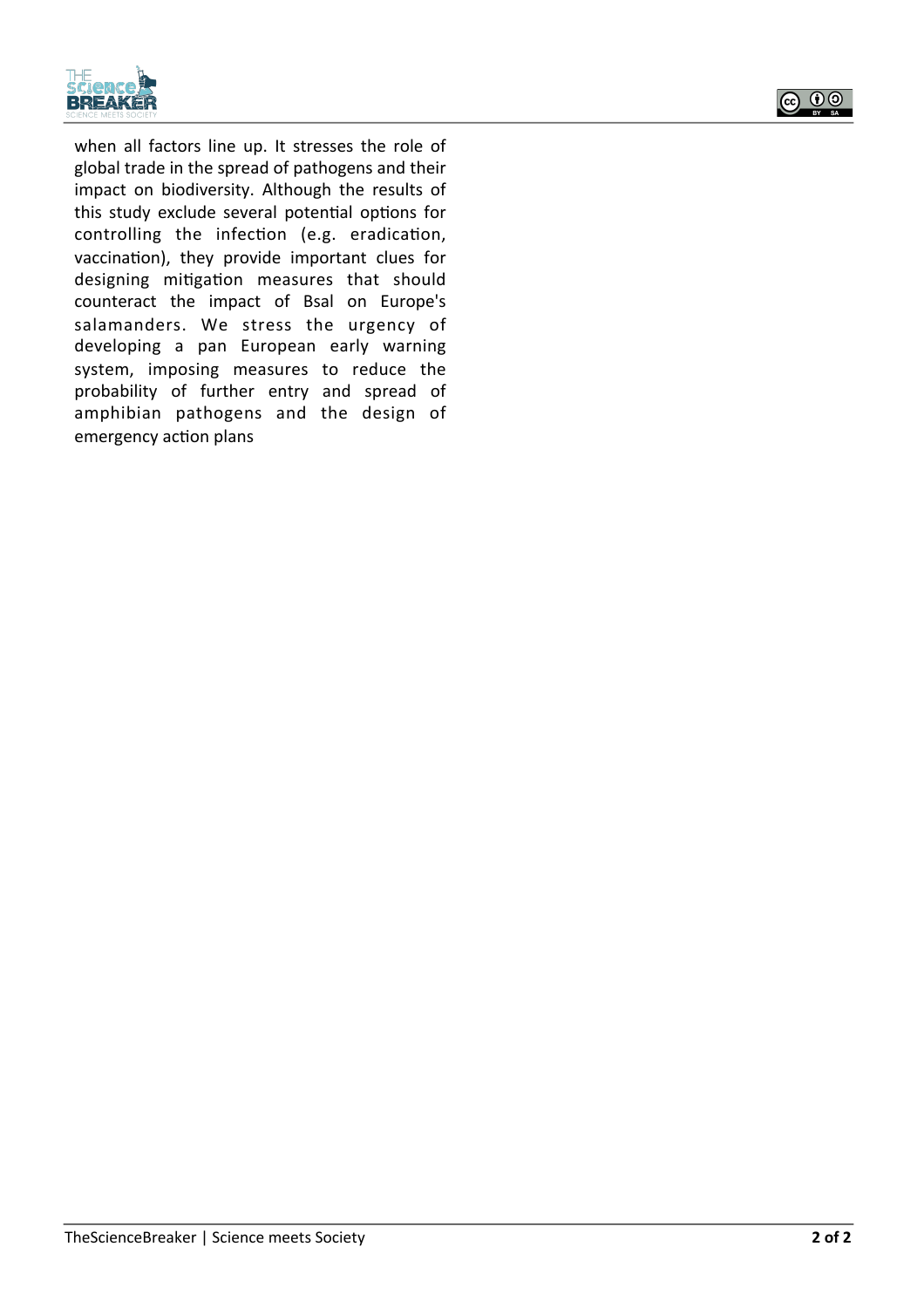when all factors line up. It stresses the role of global trade in the spread of pathogens and their impact on biodiversity. Although the results of this study exclude several potential options for controlling the infection (e.g. eradication, vaccination), they provide important clues for designing mitigation measures that should counteract the impact of Bsal on Europe's salamanders. We stress the urgency of developing a pan European early warning system, imposing measures to reduce the probability of further entry and spread of amphibian pathogens and the design of emergency action plans